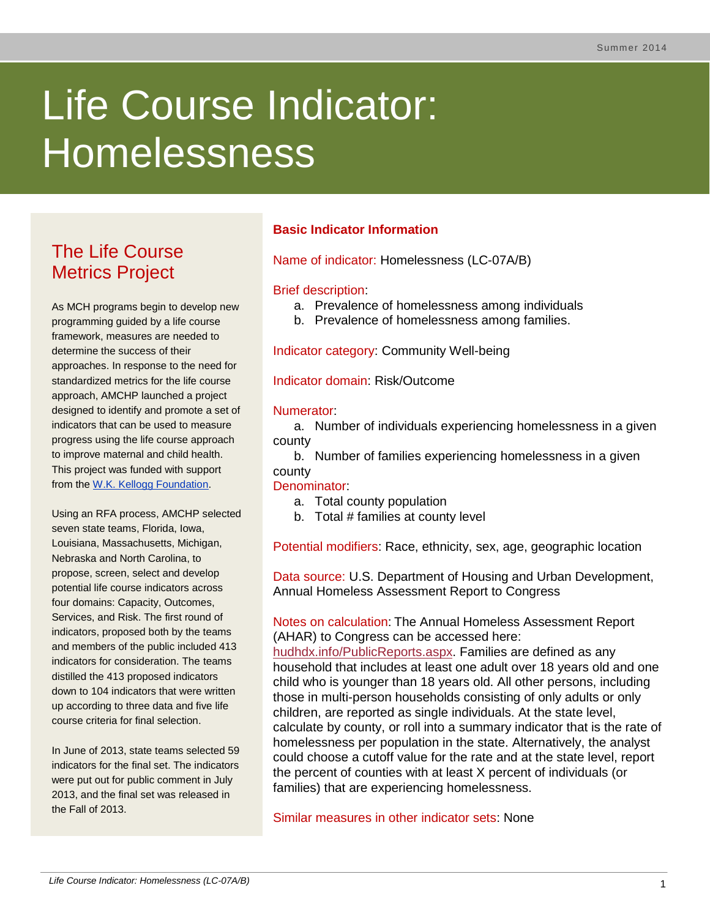# Life Course Indicator: Homelessness

## The Life Course Metrics Project

As MCH programs begin to develop new programming guided by a life course framework, measures are needed to determine the success of their approaches. In response to the need for standardized metrics for the life course approach, AMCHP launched a project designed to identify and promote a set of indicators that can be used to measure progress using the life course approach to improve maternal and child health. This project was funded with support from the W.K. Kellogg Foundation.

Using an RFA process, AMCHP selected seven state teams, Florida, Iowa, Louisiana, Massachusetts, Michigan, Nebraska and North Carolina, to propose, screen, select and develop potential life course indicators across four domains: Capacity, Outcomes, Services, and Risk. The first round of indicators, proposed both by the teams and members of the public included 413 indicators for consideration. The teams distilled the 413 proposed indicators down to 104 indicators that were written up according to three data and five life course criteria for final selection.

In June of 2013, state teams selected 59 indicators for the final set. The indicators were put out for public comment in July 2013, and the final set was released in the Fall of 2013.

## Basic Indicator Information

Name of indicator: Homelessness (LC-07A/B)

Brief description:

a. Prevalence of homelessness among individuals
b. Prevalence of homelessness among families.

Indicator category: Community Well-being

Indicator domain: Risk/Outcome

Numerator:

a. Number of individuals experiencing homelessness in a given county
b. Number of families experiencing homelessness in a given county

Denominator:

a. Total county population
b. Total # families at county level

Potential modifiers: Race, ethnicity, sex, age, geographic location

Data source: U.S. Department of Housing and Urban Development, Annual Homeless Assessment Report to Congress

Notes on calculation: The Annual Homeless Assessment Report (AHAR) to Congress can be accessed here: hudhdx.info/PublicReports.aspx. Families are defined as any household that includes at least one adult over 18 years old and one child who is younger than 18 years old. All other persons, including those in multi-person households consisting of only adults or only children, are reported as single individuals. At the state level, calculate by county, or roll into a summary indicator that is the rate of homelessness per population in the state. Alternatively, the analyst could choose a cutoff value for the rate and at the state level, report the percent of counties with at least X percent of individuals (or families) that are experiencing homelessness.

Similar measures in other indicator sets: None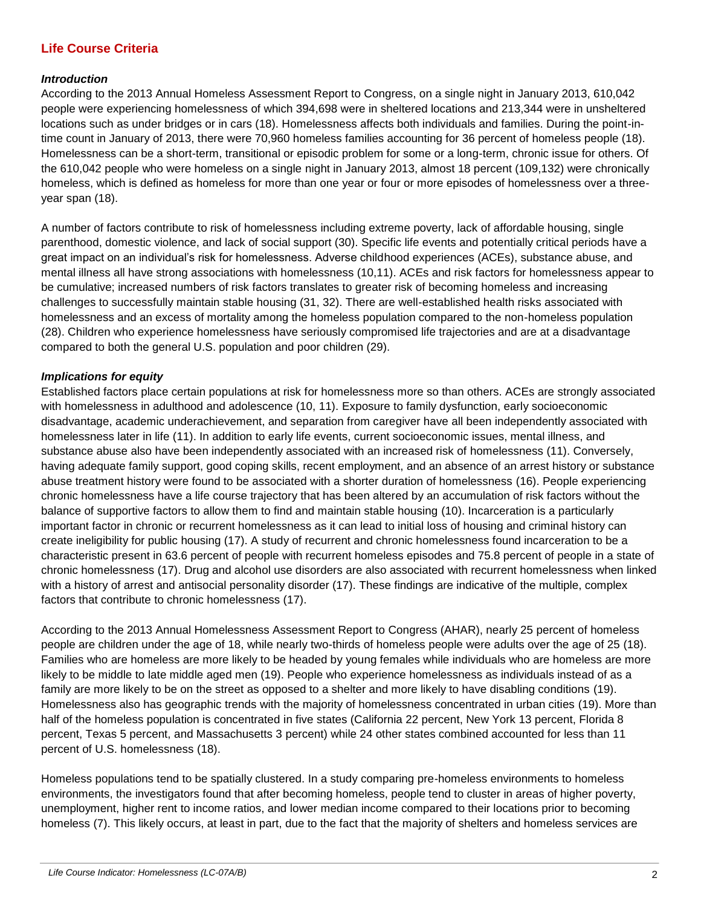## Life Course Criteria

### *Introduction*

According to the 2013 Annual Homeless Assessment Report to Congress, on a single night in January 2013, 610,042 people were experiencing homelessness of which 394,698 were in sheltered locations and 213,344 were in unsheltered locations such as under bridges or in cars (18). Homelessness affects both individuals and families. During the point-in-time count in January of 2013, there were 70,960 homeless families accounting for 36 percent of homeless people (18). Homelessness can be a short-term, transitional or episodic problem for some or a long-term, chronic issue for others. Of the 610,042 people who were homeless on a single night in January 2013, almost 18 percent (109,132) were chronically homeless, which is defined as homeless for more than one year or four or more episodes of homelessness over a three-year span (18).

A number of factors contribute to risk of homelessness including extreme poverty, lack of affordable housing, single parenthood, domestic violence, and lack of social support (30). Specific life events and potentially critical periods have a great impact on an individual's risk for homelessness. Adverse childhood experiences (ACEs), substance abuse, and mental illness all have strong associations with homelessness (10,11). ACEs and risk factors for homelessness appear to be cumulative; increased numbers of risk factors translates to greater risk of becoming homeless and increasing challenges to successfully maintain stable housing (31, 32). There are well-established health risks associated with homelessness and an excess of mortality among the homeless population compared to the non-homeless population (28). Children who experience homelessness have seriously compromised life trajectories and are at a disadvantage compared to both the general U.S. population and poor children (29).

### *Implications for equity*

Established factors place certain populations at risk for homelessness more so than others. ACEs are strongly associated with homelessness in adulthood and adolescence (10, 11). Exposure to family dysfunction, early socioeconomic disadvantage, academic underachievement, and separation from caregiver have all been independently associated with homelessness later in life (11). In addition to early life events, current socioeconomic issues, mental illness, and substance abuse also have been independently associated with an increased risk of homelessness (11). Conversely, having adequate family support, good coping skills, recent employment, and an absence of an arrest history or substance abuse treatment history were found to be associated with a shorter duration of homelessness (16). People experiencing chronic homelessness have a life course trajectory that has been altered by an accumulation of risk factors without the balance of supportive factors to allow them to find and maintain stable housing (10). Incarceration is a particularly important factor in chronic or recurrent homelessness as it can lead to initial loss of housing and criminal history can create ineligibility for public housing (17). A study of recurrent and chronic homelessness found incarceration to be a characteristic present in 63.6 percent of people with recurrent homeless episodes and 75.8 percent of people in a state of chronic homelessness (17). Drug and alcohol use disorders are also associated with recurrent homelessness when linked with a history of arrest and antisocial personality disorder (17). These findings are indicative of the multiple, complex factors that contribute to chronic homelessness (17).

According to the 2013 Annual Homelessness Assessment Report to Congress (AHAR), nearly 25 percent of homeless people are children under the age of 18, while nearly two-thirds of homeless people were adults over the age of 25 (18). Families who are homeless are more likely to be headed by young females while individuals who are homeless are more likely to be middle to late middle aged men (19). People who experience homelessness as individuals instead of as a family are more likely to be on the street as opposed to a shelter and more likely to have disabling conditions (19). Homelessness also has geographic trends with the majority of homelessness concentrated in urban cities (19). More than half of the homeless population is concentrated in five states (California 22 percent, New York 13 percent, Florida 8 percent, Texas 5 percent, and Massachusetts 3 percent) while 24 other states combined accounted for less than 11 percent of U.S. homelessness (18).

Homeless populations tend to be spatially clustered. In a study comparing pre-homeless environments to homeless environments, the investigators found that after becoming homeless, people tend to cluster in areas of higher poverty, unemployment, higher rent to income ratios, and lower median income compared to their locations prior to becoming homeless (7). This likely occurs, at least in part, due to the fact that the majority of shelters and homeless services are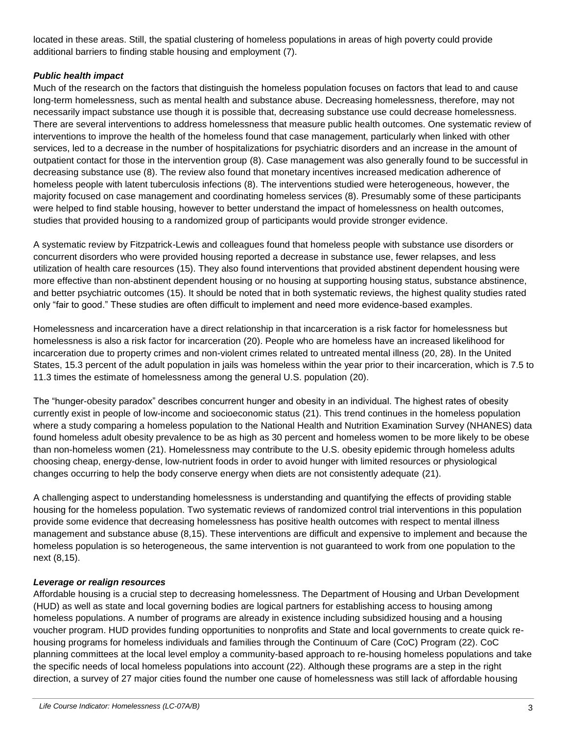located in these areas. Still, the spatial clustering of homeless populations in areas of high poverty could provide additional barriers to finding stable housing and employment (7).

### *Public health impact*

Much of the research on the factors that distinguish the homeless population focuses on factors that lead to and cause long-term homelessness, such as mental health and substance abuse. Decreasing homelessness, therefore, may not necessarily impact substance use though it is possible that, decreasing substance use could decrease homelessness. There are several interventions to address homelessness that measure public health outcomes. One systematic review of interventions to improve the health of the homeless found that case management, particularly when linked with other services, led to a decrease in the number of hospitalizations for psychiatric disorders and an increase in the amount of outpatient contact for those in the intervention group (8). Case management was also generally found to be successful in decreasing substance use (8). The review also found that monetary incentives increased medication adherence of homeless people with latent tuberculosis infections (8). The interventions studied were heterogeneous, however, the majority focused on case management and coordinating homeless services (8). Presumably some of these participants were helped to find stable housing, however to better understand the impact of homelessness on health outcomes, studies that provided housing to a randomized group of participants would provide stronger evidence.

A systematic review by Fitzpatrick-Lewis and colleagues found that homeless people with substance use disorders or concurrent disorders who were provided housing reported a decrease in substance use, fewer relapses, and less utilization of health care resources (15). They also found interventions that provided abstinent dependent housing were more effective than non-abstinent dependent housing or no housing at supporting housing status, substance abstinence, and better psychiatric outcomes (15). It should be noted that in both systematic reviews, the highest quality studies rated only "fair to good." These studies are often difficult to implement and need more evidence-based examples.

Homelessness and incarceration have a direct relationship in that incarceration is a risk factor for homelessness but homelessness is also a risk factor for incarceration (20). People who are homeless have an increased likelihood for incarceration due to property crimes and non-violent crimes related to untreated mental illness (20, 28). In the United States, 15.3 percent of the adult population in jails was homeless within the year prior to their incarceration, which is 7.5 to 11.3 times the estimate of homelessness among the general U.S. population (20).

The "hunger-obesity paradox" describes concurrent hunger and obesity in an individual. The highest rates of obesity currently exist in people of low-income and socioeconomic status (21). This trend continues in the homeless population where a study comparing a homeless population to the National Health and Nutrition Examination Survey (NHANES) data found homeless adult obesity prevalence to be as high as 30 percent and homeless women to be more likely to be obese than non-homeless women (21). Homelessness may contribute to the U.S. obesity epidemic through homeless adults choosing cheap, energy-dense, low-nutrient foods in order to avoid hunger with limited resources or physiological changes occurring to help the body conserve energy when diets are not consistently adequate (21).

A challenging aspect to understanding homelessness is understanding and quantifying the effects of providing stable housing for the homeless population. Two systematic reviews of randomized control trial interventions in this population provide some evidence that decreasing homelessness has positive health outcomes with respect to mental illness management and substance abuse (8,15). These interventions are difficult and expensive to implement and because the homeless population is so heterogeneous, the same intervention is not guaranteed to work from one population to the next (8,15).

### *Leverage or realign resources*

Affordable housing is a crucial step to decreasing homelessness. The Department of Housing and Urban Development (HUD) as well as state and local governing bodies are logical partners for establishing access to housing among homeless populations. A number of programs are already in existence including subsidized housing and a housing voucher program. HUD provides funding opportunities to nonprofits and State and local governments to create quick re-housing programs for homeless individuals and families through the Continuum of Care (CoC) Program (22). CoC planning committees at the local level employ a community-based approach to re-housing homeless populations and take the specific needs of local homeless populations into account (22). Although these programs are a step in the right direction, a survey of 27 major cities found the number one cause of homelessness was still lack of affordable housing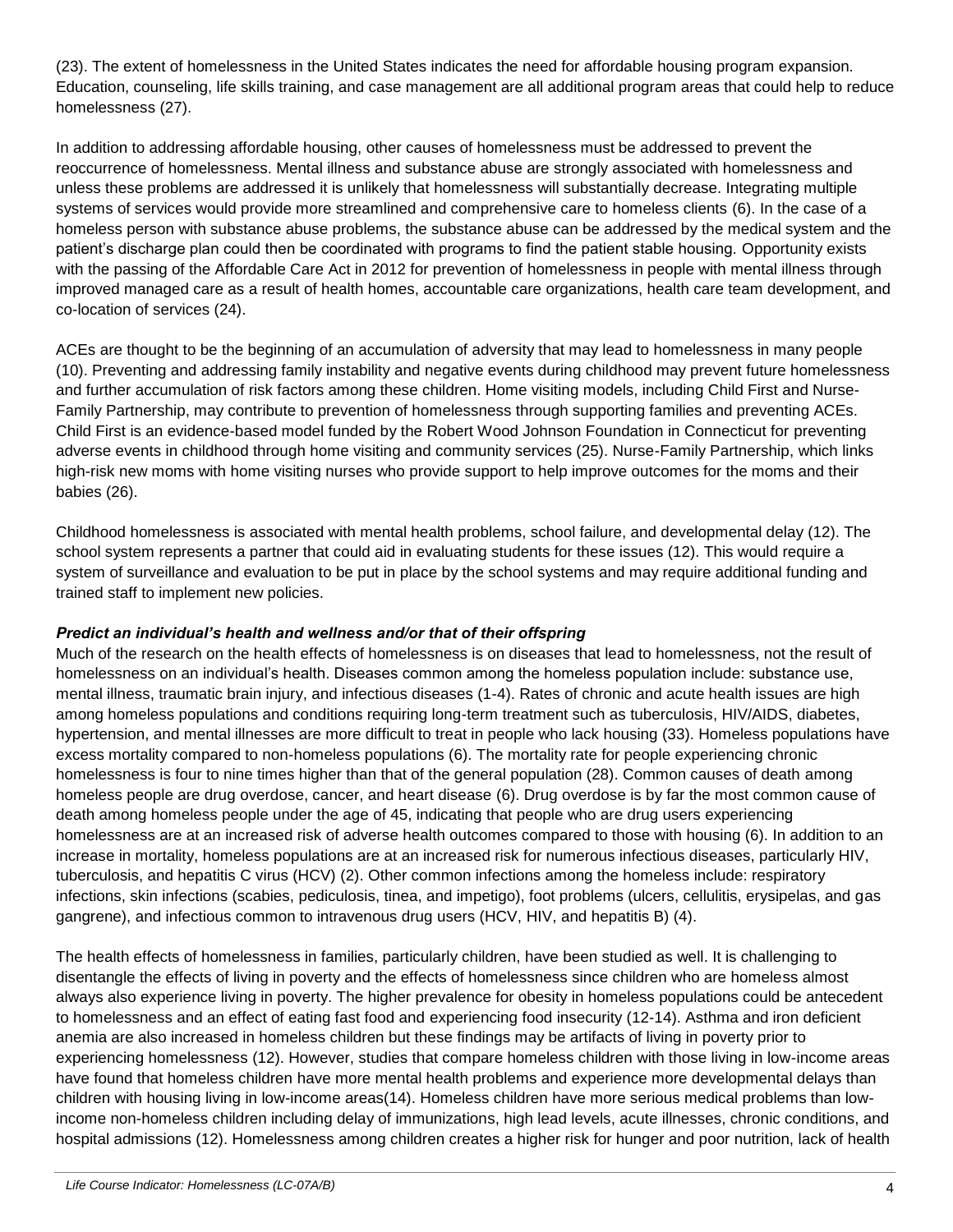(23). The extent of homelessness in the United States indicates the need for affordable housing program expansion. Education, counseling, life skills training, and case management are all additional program areas that could help to reduce homelessness (27).

In addition to addressing affordable housing, other causes of homelessness must be addressed to prevent the reoccurrence of homelessness. Mental illness and substance abuse are strongly associated with homelessness and unless these problems are addressed it is unlikely that homelessness will substantially decrease. Integrating multiple systems of services would provide more streamlined and comprehensive care to homeless clients (6). In the case of a homeless person with substance abuse problems, the substance abuse can be addressed by the medical system and the patient's discharge plan could then be coordinated with programs to find the patient stable housing. Opportunity exists with the passing of the Affordable Care Act in 2012 for prevention of homelessness in people with mental illness through improved managed care as a result of health homes, accountable care organizations, health care team development, and co-location of services (24).

ACEs are thought to be the beginning of an accumulation of adversity that may lead to homelessness in many people (10). Preventing and addressing family instability and negative events during childhood may prevent future homelessness and further accumulation of risk factors among these children. Home visiting models, including Child First and Nurse-Family Partnership, may contribute to prevention of homelessness through supporting families and preventing ACEs. Child First is an evidence-based model funded by the Robert Wood Johnson Foundation in Connecticut for preventing adverse events in childhood through home visiting and community services (25). Nurse-Family Partnership, which links high-risk new moms with home visiting nurses who provide support to help improve outcomes for the moms and their babies (26).

Childhood homelessness is associated with mental health problems, school failure, and developmental delay (12). The school system represents a partner that could aid in evaluating students for these issues (12). This would require a system of surveillance and evaluation to be put in place by the school systems and may require additional funding and trained staff to implement new policies.

***Predict an individual's health and wellness and/or that of their offspring***

Much of the research on the health effects of homelessness is on diseases that lead to homelessness, not the result of homelessness on an individual's health. Diseases common among the homeless population include: substance use, mental illness, traumatic brain injury, and infectious diseases (1-4). Rates of chronic and acute health issues are high among homeless populations and conditions requiring long-term treatment such as tuberculosis, HIV/AIDS, diabetes, hypertension, and mental illnesses are more difficult to treat in people who lack housing (33). Homeless populations have excess mortality compared to non-homeless populations (6). The mortality rate for people experiencing chronic homelessness is four to nine times higher than that of the general population (28). Common causes of death among homeless people are drug overdose, cancer, and heart disease (6). Drug overdose is by far the most common cause of death among homeless people under the age of 45, indicating that people who are drug users experiencing homelessness are at an increased risk of adverse health outcomes compared to those with housing (6). In addition to an increase in mortality, homeless populations are at an increased risk for numerous infectious diseases, particularly HIV, tuberculosis, and hepatitis C virus (HCV) (2). Other common infections among the homeless include: respiratory infections, skin infections (scabies, pediculosis, tinea, and impetigo), foot problems (ulcers, cellulitis, erysipelas, and gas gangrene), and infectious common to intravenous drug users (HCV, HIV, and hepatitis B) (4).

The health effects of homelessness in families, particularly children, have been studied as well. It is challenging to disentangle the effects of living in poverty and the effects of homelessness since children who are homeless almost always also experience living in poverty. The higher prevalence for obesity in homeless populations could be antecedent to homelessness and an effect of eating fast food and experiencing food insecurity (12-14). Asthma and iron deficient anemia are also increased in homeless children but these findings may be artifacts of living in poverty prior to experiencing homelessness (12). However, studies that compare homeless children with those living in low-income areas have found that homeless children have more mental health problems and experience more developmental delays than children with housing living in low-income areas(14). Homeless children have more serious medical problems than low-income non-homeless children including delay of immunizations, high lead levels, acute illnesses, chronic conditions, and hospital admissions (12). Homelessness among children creates a higher risk for hunger and poor nutrition, lack of health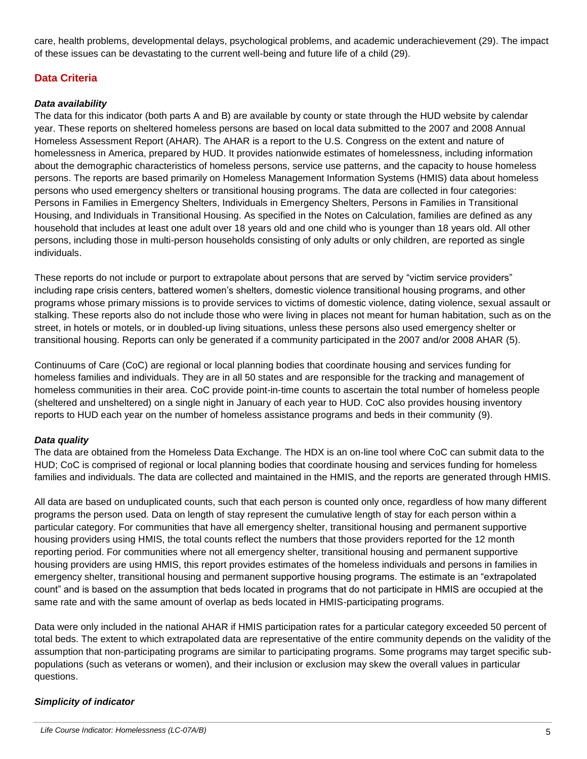care, health problems, developmental delays, psychological problems, and academic underachievement (29). The impact of these issues can be devastating to the current well-being and future life of a child (29).

## Data Criteria

### *Data availability*

The data for this indicator (both parts A and B) are available by county or state through the HUD website by calendar year. These reports on sheltered homeless persons are based on local data submitted to the 2007 and 2008 Annual Homeless Assessment Report (AHAR). The AHAR is a report to the U.S. Congress on the extent and nature of homelessness in America, prepared by HUD. It provides nationwide estimates of homelessness, including information about the demographic characteristics of homeless persons, service use patterns, and the capacity to house homeless persons. The reports are based primarily on Homeless Management Information Systems (HMIS) data about homeless persons who used emergency shelters or transitional housing programs. The data are collected in four categories: Persons in Families in Emergency Shelters, Individuals in Emergency Shelters, Persons in Families in Transitional Housing, and Individuals in Transitional Housing. As specified in the Notes on Calculation, families are defined as any household that includes at least one adult over 18 years old and one child who is younger than 18 years old. All other persons, including those in multi-person households consisting of only adults or only children, are reported as single individuals.

These reports do not include or purport to extrapolate about persons that are served by "victim service providers" including rape crisis centers, battered women's shelters, domestic violence transitional housing programs, and other programs whose primary missions is to provide services to victims of domestic violence, dating violence, sexual assault or stalking. These reports also do not include those who were living in places not meant for human habitation, such as on the street, in hotels or motels, or in doubled-up living situations, unless these persons also used emergency shelter or transitional housing. Reports can only be generated if a community participated in the 2007 and/or 2008 AHAR (5).

Continuums of Care (CoC) are regional or local planning bodies that coordinate housing and services funding for homeless families and individuals. They are in all 50 states and are responsible for the tracking and management of homeless communities in their area. CoC provide point-in-time counts to ascertain the total number of homeless people (sheltered and unsheltered) on a single night in January of each year to HUD. CoC also provides housing inventory reports to HUD each year on the number of homeless assistance programs and beds in their community (9).

### *Data quality*

The data are obtained from the Homeless Data Exchange. The HDX is an on-line tool where CoC can submit data to the HUD; CoC is comprised of regional or local planning bodies that coordinate housing and services funding for homeless families and individuals. The data are collected and maintained in the HMIS, and the reports are generated through HMIS.

All data are based on unduplicated counts, such that each person is counted only once, regardless of how many different programs the person used. Data on length of stay represent the cumulative length of stay for each person within a particular category. For communities that have all emergency shelter, transitional housing and permanent supportive housing providers using HMIS, the total counts reflect the numbers that those providers reported for the 12 month reporting period. For communities where not all emergency shelter, transitional housing and permanent supportive housing providers are using HMIS, this report provides estimates of the homeless individuals and persons in families in emergency shelter, transitional housing and permanent supportive housing programs. The estimate is an "extrapolated count" and is based on the assumption that beds located in programs that do not participate in HMIS are occupied at the same rate and with the same amount of overlap as beds located in HMIS-participating programs.

Data were only included in the national AHAR if HMIS participation rates for a particular category exceeded 50 percent of total beds. The extent to which extrapolated data are representative of the entire community depends on the validity of the assumption that non-participating programs are similar to participating programs. Some programs may target specific sub-populations (such as veterans or women), and their inclusion or exclusion may skew the overall values in particular questions.

### *Simplicity of indicator*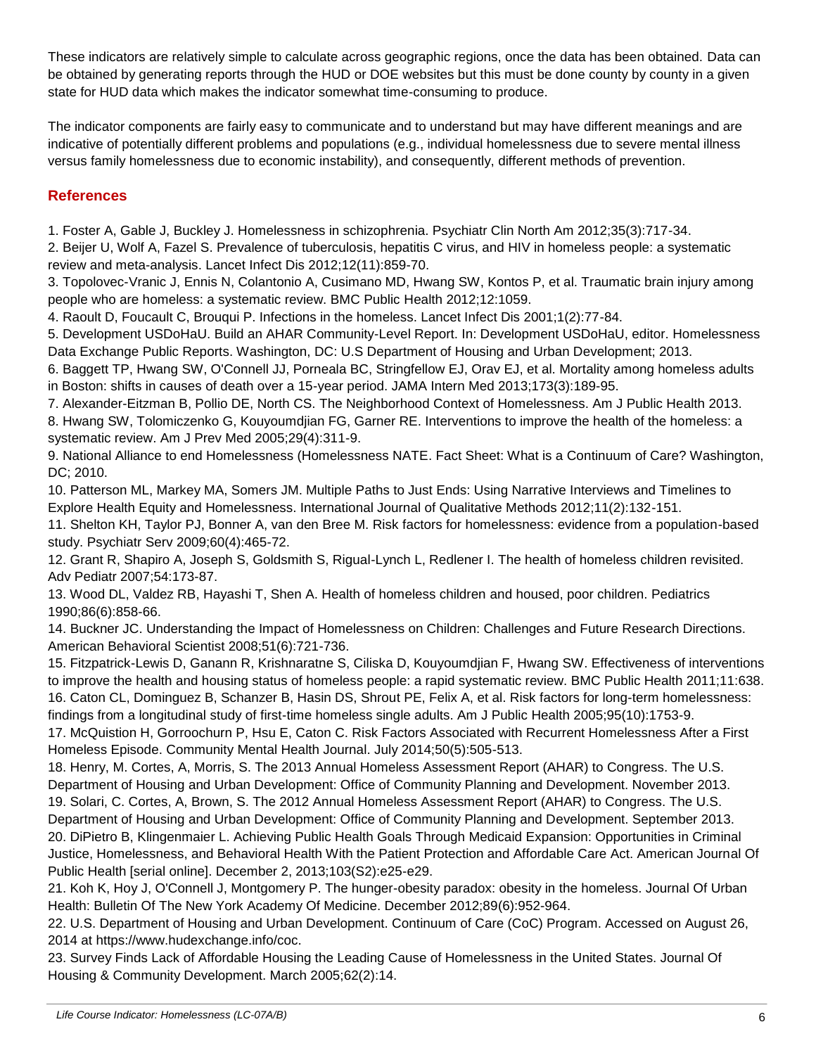These indicators are relatively simple to calculate across geographic regions, once the data has been obtained. Data can be obtained by generating reports through the HUD or DOE websites but this must be done county by county in a given state for HUD data which makes the indicator somewhat time-consuming to produce.

The indicator components are fairly easy to communicate and to understand but may have different meanings and are indicative of potentially different problems and populations (e.g., individual homelessness due to severe mental illness versus family homelessness due to economic instability), and consequently, different methods of prevention.

## References

1. Foster A, Gable J, Buckley J. Homelessness in schizophrenia. Psychiatr Clin North Am 2012;35(3):717-34.
2. Beijer U, Wolf A, Fazel S. Prevalence of tuberculosis, hepatitis C virus, and HIV in homeless people: a systematic review and meta-analysis. Lancet Infect Dis 2012;12(11):859-70.
3. Topolovec-Vranic J, Ennis N, Colantonio A, Cusimano MD, Hwang SW, Kontos P, et al. Traumatic brain injury among people who are homeless: a systematic review. BMC Public Health 2012;12:1059.
4. Raoult D, Foucault C, Brouqui P. Infections in the homeless. Lancet Infect Dis 2001;1(2):77-84.
5. Development USDoHaU. Build an AHAR Community-Level Report. In: Development USDoHaU, editor. Homelessness Data Exchange Public Reports. Washington, DC: U.S Department of Housing and Urban Development; 2013.
6. Baggett TP, Hwang SW, O'Connell JJ, Porneala BC, Stringfellow EJ, Orav EJ, et al. Mortality among homeless adults in Boston: shifts in causes of death over a 15-year period. JAMA Intern Med 2013;173(3):189-95.
7. Alexander-Eitzman B, Pollio DE, North CS. The Neighborhood Context of Homelessness. Am J Public Health 2013.
8. Hwang SW, Tolomiczenko G, Kouyoumdjian FG, Garner RE. Interventions to improve the health of the homeless: a systematic review. Am J Prev Med 2005;29(4):311-9.
9. National Alliance to end Homelessness (Homelessness NATE. Fact Sheet: What is a Continuum of Care? Washington, DC; 2010.
10. Patterson ML, Markey MA, Somers JM. Multiple Paths to Just Ends: Using Narrative Interviews and Timelines to Explore Health Equity and Homelessness. International Journal of Qualitative Methods 2012;11(2):132-151.
11. Shelton KH, Taylor PJ, Bonner A, van den Bree M. Risk factors for homelessness: evidence from a population-based study. Psychiatr Serv 2009;60(4):465-72.
12. Grant R, Shapiro A, Joseph S, Goldsmith S, Rigual-Lynch L, Redlener I. The health of homeless children revisited. Adv Pediatr 2007;54:173-87.
13. Wood DL, Valdez RB, Hayashi T, Shen A. Health of homeless children and housed, poor children. Pediatrics 1990;86(6):858-66.
14. Buckner JC. Understanding the Impact of Homelessness on Children: Challenges and Future Research Directions. American Behavioral Scientist 2008;51(6):721-736.
15. Fitzpatrick-Lewis D, Ganann R, Krishnaratne S, Ciliska D, Kouyoumdjian F, Hwang SW. Effectiveness of interventions to improve the health and housing status of homeless people: a rapid systematic review. BMC Public Health 2011;11:638.
16. Caton CL, Dominguez B, Schanzer B, Hasin DS, Shrout PE, Felix A, et al. Risk factors for long-term homelessness: findings from a longitudinal study of first-time homeless single adults. Am J Public Health 2005;95(10):1753-9.
17. McQuistion H, Gorroochurn P, Hsu E, Caton C. Risk Factors Associated with Recurrent Homelessness After a First Homeless Episode. Community Mental Health Journal. July 2014;50(5):505-513.
18. Henry, M. Cortes, A, Morris, S. The 2013 Annual Homeless Assessment Report (AHAR) to Congress. The U.S. Department of Housing and Urban Development: Office of Community Planning and Development. November 2013.
19. Solari, C. Cortes, A, Brown, S. The 2012 Annual Homeless Assessment Report (AHAR) to Congress. The U.S. Department of Housing and Urban Development: Office of Community Planning and Development. September 2013.
20. DiPietro B, Klingenmaier L. Achieving Public Health Goals Through Medicaid Expansion: Opportunities in Criminal Justice, Homelessness, and Behavioral Health With the Patient Protection and Affordable Care Act. American Journal Of Public Health [serial online]. December 2, 2013;103(S2):e25-e29.
21. Koh K, Hoy J, O'Connell J, Montgomery P. The hunger-obesity paradox: obesity in the homeless. Journal Of Urban Health: Bulletin Of The New York Academy Of Medicine. December 2012;89(6):952-964.
22. U.S. Department of Housing and Urban Development. Continuum of Care (CoC) Program. Accessed on August 26, 2014 at https://www.hudexchange.info/coc.
23. Survey Finds Lack of Affordable Housing the Leading Cause of Homelessness in the United States. Journal Of Housing & Community Development. March 2005;62(2):14.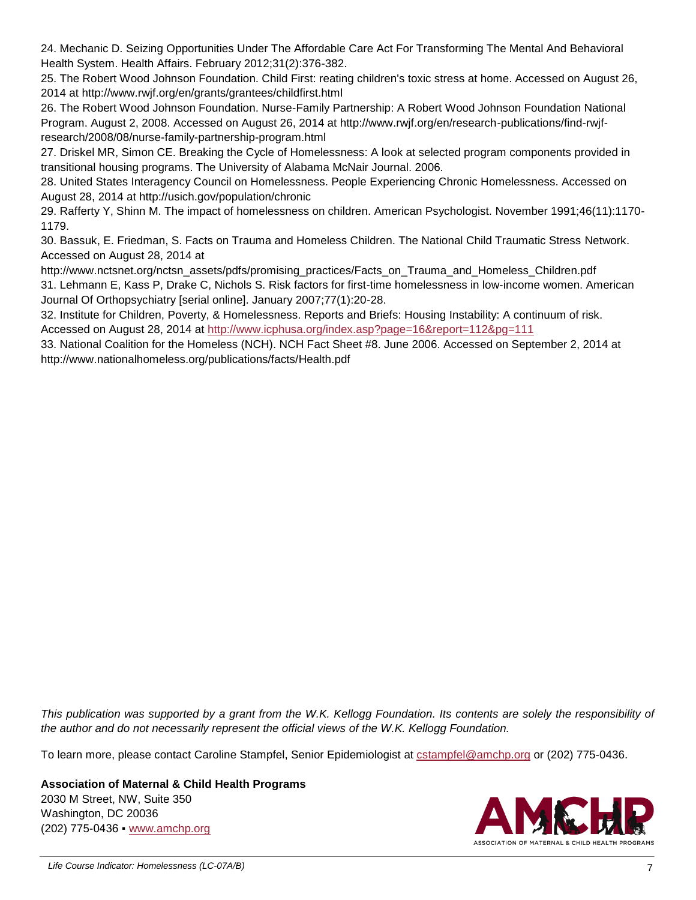24. Mechanic D. Seizing Opportunities Under The Affordable Care Act For Transforming The Mental And Behavioral Health System. Health Affairs. February 2012;31(2):376-382.

25. The Robert Wood Johnson Foundation. Child First: reating children's toxic stress at home. Accessed on August 26, 2014 at http://www.rwjf.org/en/grants/grantees/childfirst.html

26. The Robert Wood Johnson Foundation. Nurse-Family Partnership: A Robert Wood Johnson Foundation National Program. August 2, 2008. Accessed on August 26, 2014 at http://www.rwjf.org/en/research-publications/find-rwjf-research/2008/08/nurse-family-partnership-program.html

27. Driskel MR, Simon CE. Breaking the Cycle of Homelessness: A look at selected program components provided in transitional housing programs. The University of Alabama McNair Journal. 2006.

28. United States Interagency Council on Homelessness. People Experiencing Chronic Homelessness. Accessed on August 28, 2014 at http://usich.gov/population/chronic

29. Rafferty Y, Shinn M. The impact of homelessness on children. American Psychologist. November 1991;46(11):1170-1179.

30. Bassuk, E. Friedman, S. Facts on Trauma and Homeless Children. The National Child Traumatic Stress Network. Accessed on August 28, 2014 at http://www.nctsnet.org/nctsn_assets/pdfs/promising_practices/Facts_on_Trauma_and_Homeless_Children.pdf

31. Lehmann E, Kass P, Drake C, Nichols S. Risk factors for first-time homelessness in low-income women. American Journal Of Orthopsychiatry [serial online]. January 2007;77(1):20-28.

32. Institute for Children, Poverty, & Homelessness. Reports and Briefs: Housing Instability: A continuum of risk. Accessed on August 28, 2014 at http://www.icphusa.org/index.asp?page=16&report=112&pg=111

33. National Coalition for the Homeless (NCH). NCH Fact Sheet #8. June 2006. Accessed on September 2, 2014 at http://www.nationalhomeless.org/publications/facts/Health.pdf

*This publication was supported by a grant from the W.K. Kellogg Foundation. Its contents are solely the responsibility of the author and do not necessarily represent the official views of the W.K. Kellogg Foundation.*

To learn more, please contact Caroline Stampfel, Senior Epidemiologist at cstampfel@amchp.org or (202) 775-0436.

**Association of Maternal & Child Health Programs**
2030 M Street, NW, Suite 350
Washington, DC 20036
(202) 775-0436 ▪ www.amchp.org

AMCHP
ASSOCIATION OF MATERNAL & CHILD HEALTH PROGRAMS